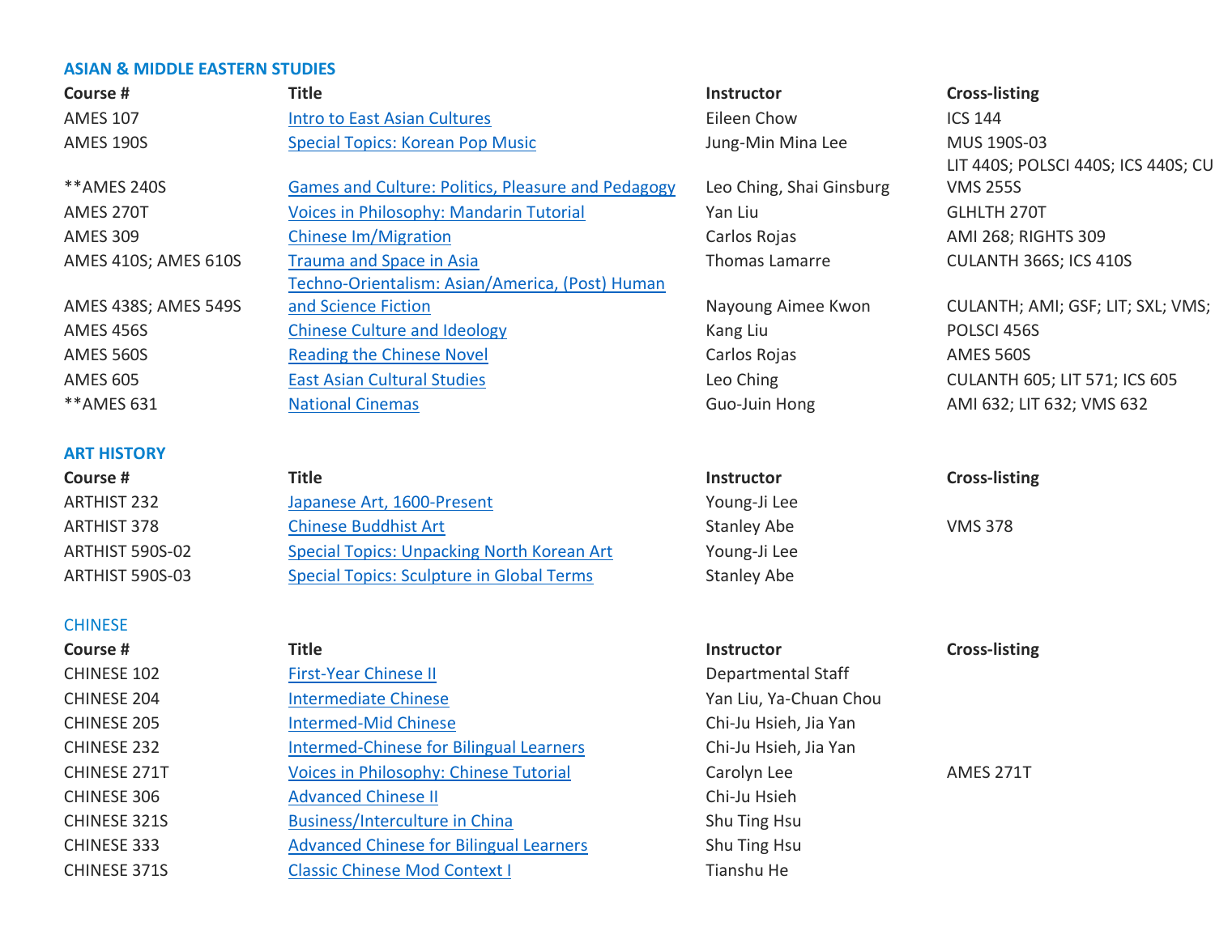### ASIAN & MIDDLE EASTERN STUDIES

| Course # | Title | Instructor | Cross-listing |
|---|---|---|---|
| AMES 107 | Intro to East Asian Cultures | Eileen Chow | ICS 144 |
| AMES 190S | Special Topics: Korean Pop Music | Jung-Min Mina Lee | MUS 190S-03 |
| **AMES 240S | Games and Culture: Politics, Pleasure and Pedagogy | Leo Ching, Shai Ginsburg | LIT 440S; POLSCI 440S; ICS 440S; CU VMS 255S |
| AMES 270T | Voices in Philosophy: Mandarin Tutorial | Yan Liu | GLHLTH 270T |
| AMES 309 | Chinese Im/Migration | Carlos Rojas | AMI 268; RIGHTS 309 |
| AMES 410S; AMES 610S | Trauma and Space in Asia | Thomas Lamarre | CULANTH 366S; ICS 410S |
| AMES 438S; AMES 549S | Techno-Orientalism: Asian/America, (Post) Human and Science Fiction | Nayoung Aimee Kwon | CULANTH; AMI; GSF; LIT; SXL; VMS; |
| AMES 456S | Chinese Culture and Ideology | Kang Liu | POLSCI 456S |
| AMES 560S | Reading the Chinese Novel | Carlos Rojas | AMES 560S |
| AMES 605 | East Asian Cultural Studies | Leo Ching | CULANTH 605; LIT 571; ICS 605 |
| **AMES 631 | National Cinemas | Guo-Juin Hong | AMI 632; LIT 632; VMS 632 |

### ART HISTORY

| Course # | Title | Instructor | Cross-listing |
|---|---|---|---|
| ARTHIST 232 | Japanese Art, 1600-Present | Young-Ji Lee | |
| ARTHIST 378 | Chinese Buddhist Art | Stanley Abe | VMS 378 |
| ARTHIST 590S-02 | Special Topics: Unpacking North Korean Art | Young-Ji Lee | |
| ARTHIST 590S-03 | Special Topics: Sculpture in Global Terms | Stanley Abe | |

### CHINESE

| Course # | Title | Instructor | Cross-listing |
|---|---|---|---|
| CHINESE 102 | First-Year Chinese II | Departmental Staff | |
| CHINESE 204 | Intermediate Chinese | Yan Liu, Ya-Chuan Chou | |
| CHINESE 205 | Intermed-Mid Chinese | Chi-Ju Hsieh, Jia Yan | |
| CHINESE 232 | Intermed-Chinese for Bilingual Learners | Chi-Ju Hsieh, Jia Yan | |
| CHINESE 271T | Voices in Philosophy: Chinese Tutorial | Carolyn Lee | AMES 271T |
| CHINESE 306 | Advanced Chinese II | Chi-Ju Hsieh | |
| CHINESE 321S | Business/Interculture in China | Shu Ting Hsu | |
| CHINESE 333 | Advanced Chinese for Bilingual Learners | Shu Ting Hsu | |
| CHINESE 371S | Classic Chinese Mod Context I | Tianshu He | |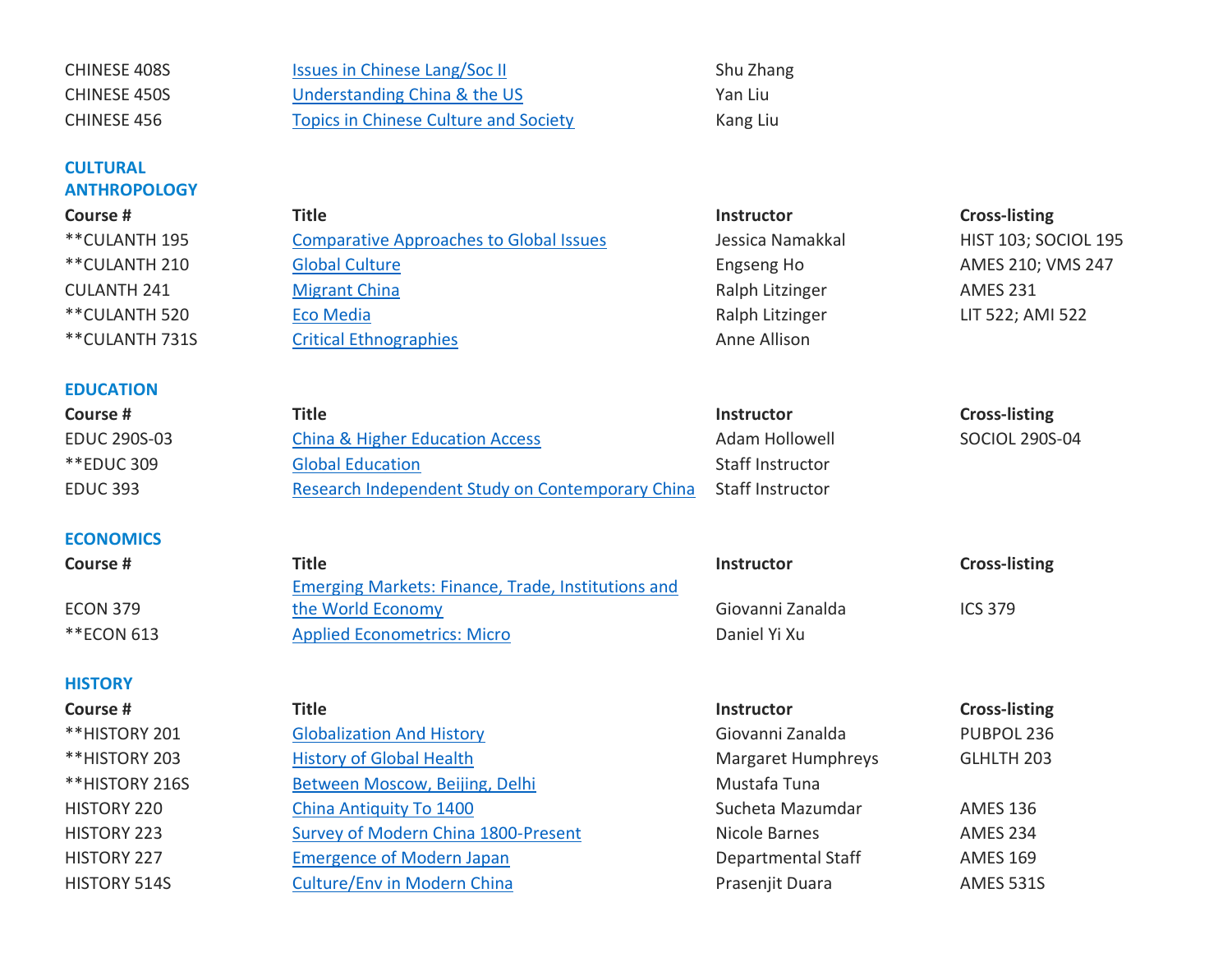| | | | |
|---|---|---|---|
| CHINESE 408S | Issues in Chinese Lang/Soc II | Shu Zhang | |
| CHINESE 450S | Understanding China & the US | Yan Liu | |
| CHINESE 456 | Topics in Chinese Culture and Society | Kang Liu | |

## CULTURAL ANTHROPOLOGY

| Course # | Title | Instructor | Cross-listing |
|---|---|---|---|
| **CULANTH 195 | Comparative Approaches to Global Issues | Jessica Namakkal | HIST 103; SOCIOL 195 |
| **CULANTH 210 | Global Culture | Engseng Ho | AMES 210; VMS 247 |
| CULANTH 241 | Migrant China | Ralph Litzinger | AMES 231 |
| **CULANTH 520 | Eco Media | Ralph Litzinger | LIT 522; AMI 522 |
| **CULANTH 731S | Critical Ethnographies | Anne Allison | |

## EDUCATION

| Course # | Title | Instructor | Cross-listing |
|---|---|---|---|
| EDUC 290S-03 | China & Higher Education Access | Adam Hollowell | SOCIOL 290S-04 |
| **EDUC 309 | Global Education | Staff Instructor | |
| EDUC 393 | Research Independent Study on Contemporary China | Staff Instructor | |

## ECONOMICS

| Course # | Title | Instructor | Cross-listing |
|---|---|---|---|
| ECON 379 | Emerging Markets: Finance, Trade, Institutions and the World Economy | Giovanni Zanalda | ICS 379 |
| **ECON 613 | Applied Econometrics: Micro | Daniel Yi Xu | |

## HISTORY

| Course # | Title | Instructor | Cross-listing |
|---|---|---|---|
| **HISTORY 201 | Globalization And History | Giovanni Zanalda | PUBPOL 236 |
| **HISTORY 203 | History of Global Health | Margaret Humphreys | GLHLTH 203 |
| **HISTORY 216S | Between Moscow, Beijing, Delhi | Mustafa Tuna | |
| HISTORY 220 | China Antiquity To 1400 | Sucheta Mazumdar | AMES 136 |
| HISTORY 223 | Survey of Modern China 1800-Present | Nicole Barnes | AMES 234 |
| HISTORY 227 | Emergence of Modern Japan | Departmental Staff | AMES 169 |
| HISTORY 514S | Culture/Env in Modern China | Prasenjit Duara | AMES 531S |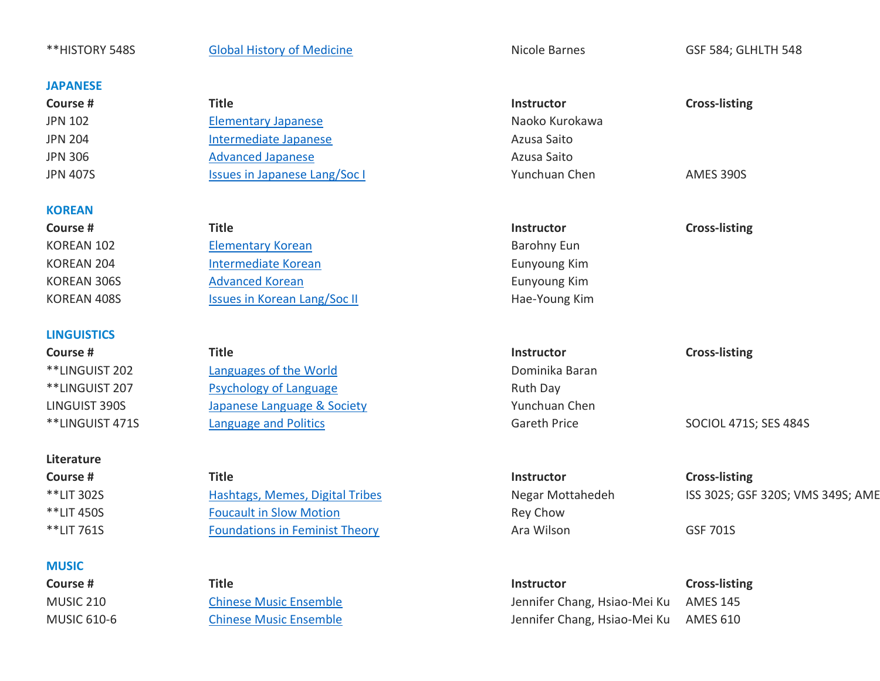| Course # | Title | Instructor | Cross-listing |
| --- | --- | --- | --- |
| **HISTORY 548S | Global History of Medicine | Nicole Barnes | GSF 584; GLHLTH 548 |

## JAPANESE

| Course # | Title | Instructor | Cross-listing |
| --- | --- | --- | --- |
| JPN 102 | Elementary Japanese | Naoko Kurokawa | |
| JPN 204 | Intermediate Japanese | Azusa Saito | |
| JPN 306 | Advanced Japanese | Azusa Saito | |
| JPN 407S | Issues in Japanese Lang/Soc I | Yunchuan Chen | AMES 390S |

## KOREAN

| Course # | Title | Instructor | Cross-listing |
| --- | --- | --- | --- |
| KOREAN 102 | Elementary Korean | Barohny Eun | |
| KOREAN 204 | Intermediate Korean | Eunyoung Kim | |
| KOREAN 306S | Advanced Korean | Eunyoung Kim | |
| KOREAN 408S | Issues in Korean Lang/Soc II | Hae-Young Kim | |

## LINGUISTICS

| Course # | Title | Instructor | Cross-listing |
| --- | --- | --- | --- |
| **LINGUIST 202 | Languages of the World | Dominika Baran | |
| **LINGUIST 207 | Psychology of Language | Ruth Day | |
| LINGUIST 390S | Japanese Language & Society | Yunchuan Chen | |
| **LINGUIST 471S | Language and Politics | Gareth Price | SOCIOL 471S; SES 484S |

## Literature

| Course # | Title | Instructor | Cross-listing |
| --- | --- | --- | --- |
| **LIT 302S | Hashtags, Memes, Digital Tribes | Negar Mottahedeh | ISS 302S; GSF 320S; VMS 349S; AME |
| **LIT 450S | Foucault in Slow Motion | Rey Chow | |
| **LIT 761S | Foundations in Feminist Theory | Ara Wilson | GSF 701S |

## MUSIC

| Course # | Title | Instructor | Cross-listing |
| --- | --- | --- | --- |
| MUSIC 210 | Chinese Music Ensemble | Jennifer Chang, Hsiao-Mei Ku | AMES 145 |
| MUSIC 610-6 | Chinese Music Ensemble | Jennifer Chang, Hsiao-Mei Ku | AMES 610 |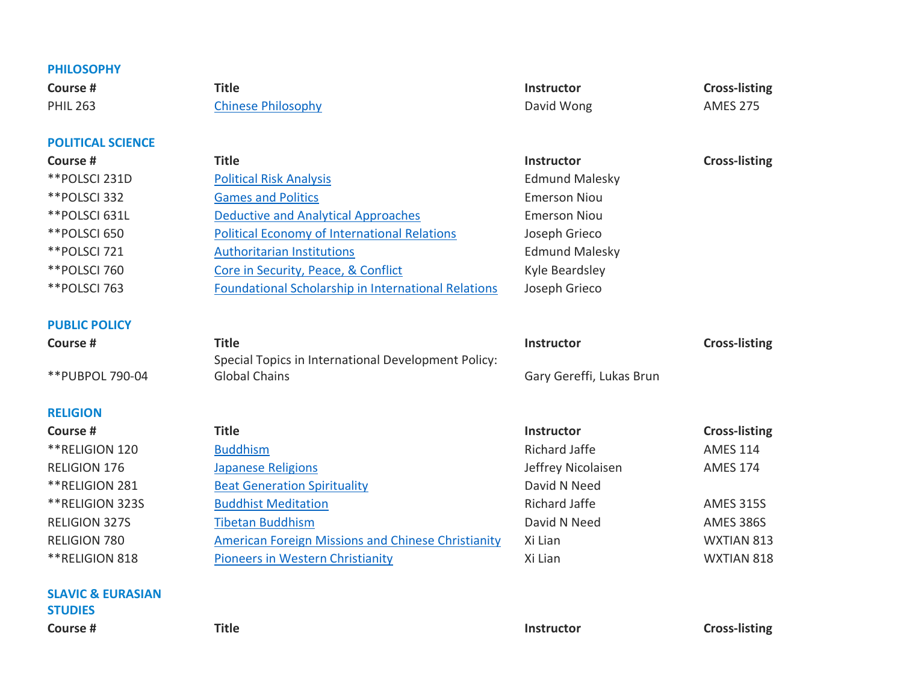## PHILOSOPHY

| Course # | Title | Instructor | Cross-listing |
|---|---|---|---|
| PHIL 263 | Chinese Philosophy | David Wong | AMES 275 |

## POLITICAL SCIENCE

| Course # | Title | Instructor | Cross-listing |
|---|---|---|---|
| **POLSCI 231D | Political Risk Analysis | Edmund Malesky | |
| **POLSCI 332 | Games and Politics | Emerson Niou | |
| **POLSCI 631L | Deductive and Analytical Approaches | Emerson Niou | |
| **POLSCI 650 | Political Economy of International Relations | Joseph Grieco | |
| **POLSCI 721 | Authoritarian Institutions | Edmund Malesky | |
| **POLSCI 760 | Core in Security, Peace, & Conflict | Kyle Beardsley | |
| **POLSCI 763 | Foundational Scholarship in International Relations | Joseph Grieco | |

## PUBLIC POLICY

| Course # | Title | Instructor | Cross-listing |
|---|---|---|---|
| **PUBPOL 790-04 | Special Topics in International Development Policy: Global Chains | Gary Gereffi, Lukas Brun | |

## RELIGION

| Course # | Title | Instructor | Cross-listing |
|---|---|---|---|
| **RELIGION 120 | Buddhism | Richard Jaffe | AMES 114 |
| RELIGION 176 | Japanese Religions | Jeffrey Nicolaisen | AMES 174 |
| **RELIGION 281 | Beat Generation Spirituality | David N Need | |
| **RELIGION 323S | Buddhist Meditation | Richard Jaffe | AMES 315S |
| RELIGION 327S | Tibetan Buddhism | David N Need | AMES 386S |
| RELIGION 780 | American Foreign Missions and Chinese Christianity | Xi Lian | WXTIAN 813 |
| **RELIGION 818 | Pioneers in Western Christianity | Xi Lian | WXTIAN 818 |

## SLAVIC & EURASIAN STUDIES

| Course # | Title | Instructor | Cross-listing |
|---|---|---|---|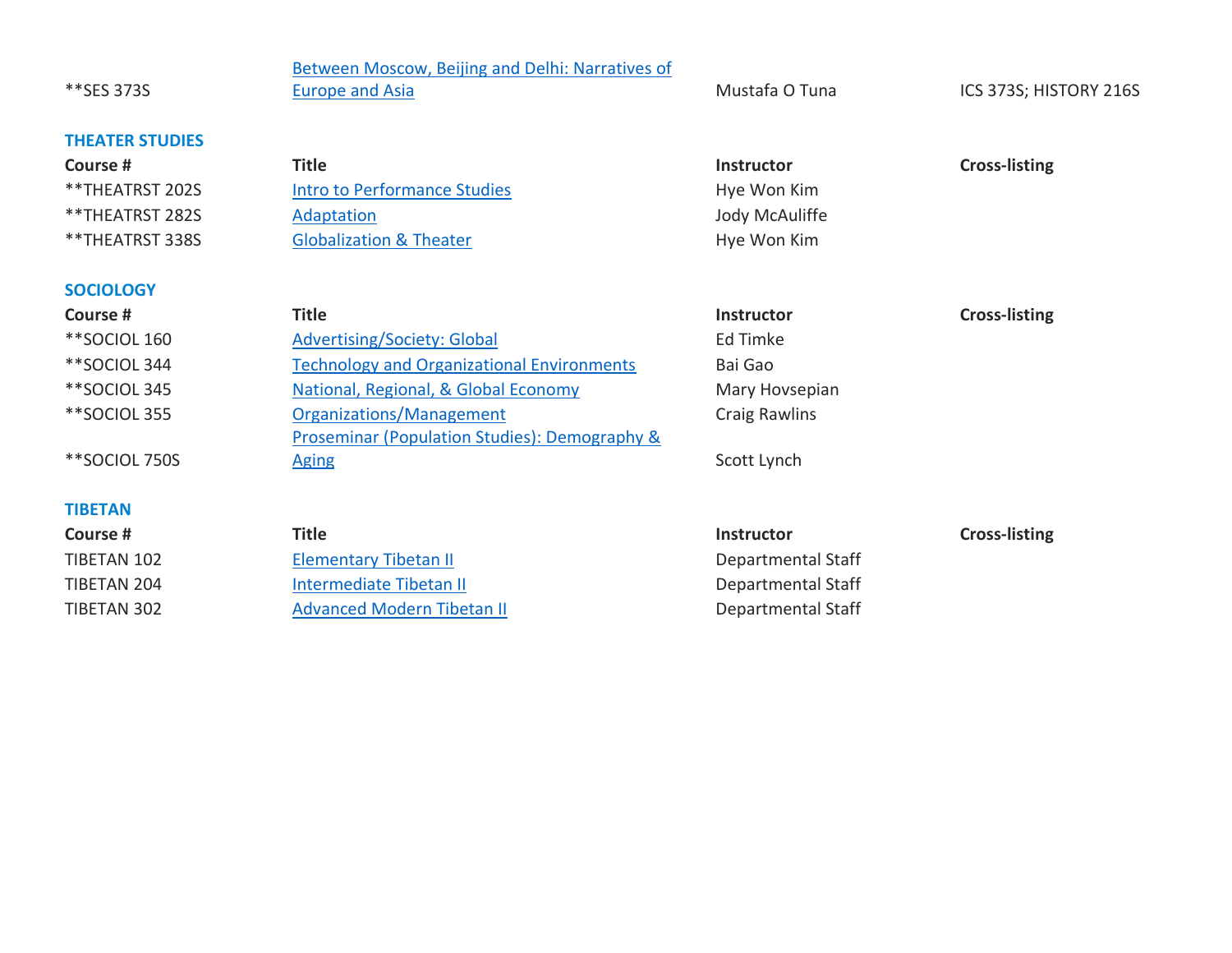| | | | |
|---|---|---|---|
| **SES 373S | Between Moscow, Beijing and Delhi: Narratives of Europe and Asia | Mustafa O Tuna | ICS 373S; HISTORY 216S |

## THEATER STUDIES

| Course # | Title | Instructor | Cross-listing |
|---|---|---|---|
| **THEATRST 202S | Intro to Performance Studies | Hye Won Kim | |
| **THEATRST 282S | Adaptation | Jody McAuliffe | |
| **THEATRST 338S | Globalization & Theater | Hye Won Kim | |

## SOCIOLOGY

| Course # | Title | Instructor | Cross-listing |
|---|---|---|---|
| **SOCIOL 160 | Advertising/Society: Global | Ed Timke | |
| **SOCIOL 344 | Technology and Organizational Environments | Bai Gao | |
| **SOCIOL 345 | National, Regional, & Global Economy | Mary Hovsepian | |
| **SOCIOL 355 | Organizations/Management | Craig Rawlins | |
| **SOCIOL 750S | Proseminar (Population Studies): Demography & Aging | Scott Lynch | |

## TIBETAN

| Course # | Title | Instructor | Cross-listing |
|---|---|---|---|
| TIBETAN 102 | Elementary Tibetan II | Departmental Staff | |
| TIBETAN 204 | Intermediate Tibetan II | Departmental Staff | |
| TIBETAN 302 | Advanced Modern Tibetan II | Departmental Staff | |